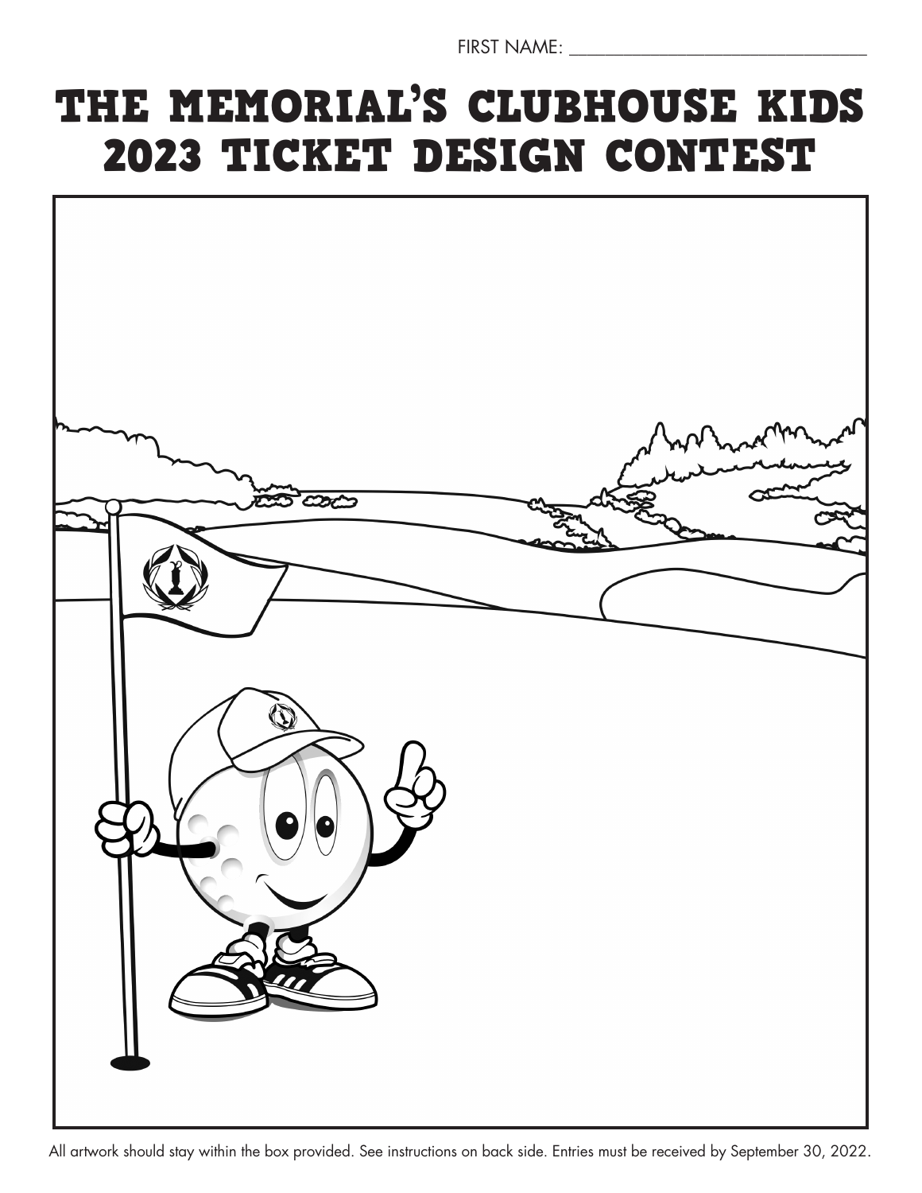FIRST NAME: ______________________________

# THE MEMORIAL'S CLUBHOUSE KIDS 2023 TICKET DESIGN CONTEST

All artwork should stay within the box provided. See instructions on back side. Entries must be received by September 30, 2022.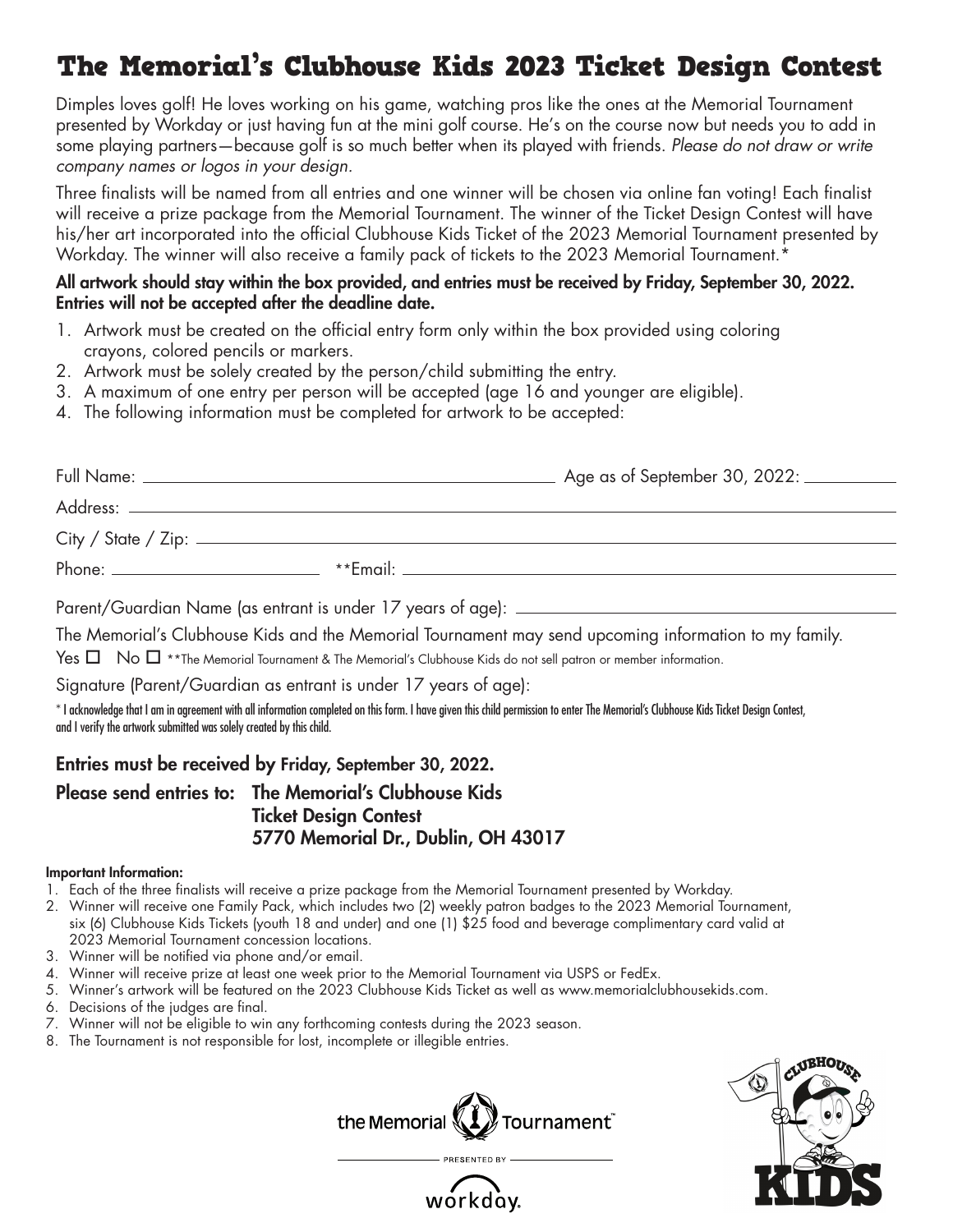# The Memorial's Clubhouse Kids 2023 Ticket Design Contest

Dimples loves golf! He loves working on his game, watching pros like the ones at the Memorial Tournament presented by Workday or just having fun at the mini golf course. He's on the course now but needs you to add in some playing partners—because golf is so much better when its played with friends. *Please do not draw or write company names or logos in your design.*

Three finalists will be named from all entries and one winner will be chosen via online fan voting! Each finalist will receive a prize package from the Memorial Tournament. The winner of the Ticket Design Contest will have his/her art incorporated into the official Clubhouse Kids Ticket of the 2023 Memorial Tournament presented by Workday. The winner will also receive a family pack of tickets to the 2023 Memorial Tournament.*

**All artwork should stay within the box provided, and entries must be received by Friday, September 30, 2022. Entries will not be accepted after the deadline date.**

1. Artwork must be created on the official entry form only within the box provided using coloring crayons, colored pencils or markers.
2. Artwork must be solely created by the person/child submitting the entry.
3. A maximum of one entry per person will be accepted (age 16 and younger are eligible).
4. The following information must be completed for artwork to be accepted:

Full Name: ______________________ Age as of September 30, 2022: __________

Address: ______________________

City / State / Zip: ______________________

Phone: ______________ **Email: ______________________

Parent/Guardian Name (as entrant is under 17 years of age): ______________________

The Memorial's Clubhouse Kids and the Memorial Tournament may send upcoming information to my family.

Yes ☐ No ☐ **The Memorial Tournament & The Memorial's Clubhouse Kids do not sell patron or member information.

Signature (Parent/Guardian as entrant is under 17 years of age):

* I acknowledge that I am in agreement with all information completed on this form. I have given this child permission to enter The Memorial's Clubhouse Kids Ticket Design Contest, and I verify the artwork submitted was solely created by this child.

**Entries must be received by Friday, September 30, 2022.**

**Please send entries to: The Memorial's Clubhouse Kids
Ticket Design Contest
5770 Memorial Dr., Dublin, OH 43017**

**Important Information:**

1. Each of the three finalists will receive a prize package from the Memorial Tournament presented by Workday.
2. Winner will receive one Family Pack, which includes two (2) weekly patron badges to the 2023 Memorial Tournament, six (6) Clubhouse Kids Tickets (youth 18 and under) and one (1) $25 food and beverage complimentary card valid at 2023 Memorial Tournament concession locations.
3. Winner will be notified via phone and/or email.
4. Winner will receive prize at least one week prior to the Memorial Tournament via USPS or FedEx.
5. Winner's artwork will be featured on the 2023 Clubhouse Kids Ticket as well as www.memorialclubhousekids.com.
6. Decisions of the judges are final.
7. Winner will not be eligible to win any forthcoming contests during the 2023 season.
8. The Tournament is not responsible for lost, incomplete or illegible entries.

the Memorial Tournament™
PRESENTED BY
workday.

CLUBHOUSE KIDS